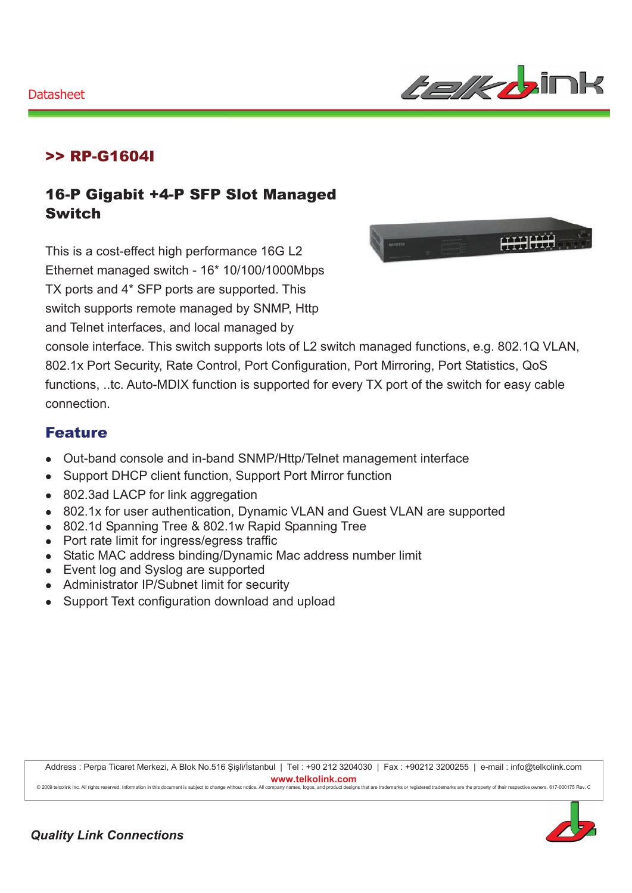Datasheet

## >> RP-G1604I

## 16-P Gigabit +4-P SFP Slot Managed Switch

This is a cost-effect high performance 16G L2 Ethernet managed switch - 16* 10/100/1000Mbps TX ports and 4* SFP ports are supported. This switch supports remote managed by SNMP, Http and Telnet interfaces, and local managed by console interface. This switch supports lots of L2 switch managed functions, e.g. 802.1Q VLAN, 802.1x Port Security, Rate Control, Port Configuration, Port Mirroring, Port Statistics, QoS functions, ..tc. Auto-MDIX function is supported for every TX port of the switch for easy cable connection.

## Feature

- Out-band console and in-band SNMP/Http/Telnet management interface
- Support DHCP client function, Support Port Mirror function
- 802.3ad LACP for link aggregation
- 802.1x for user authentication, Dynamic VLAN and Guest VLAN are supported
- 802.1d Spanning Tree & 802.1w Rapid Spanning Tree
- Port rate limit for ingress/egress traffic
- Static MAC address binding/Dynamic Mac address number limit
- Event log and Syslog are supported
- Administrator IP/Subnet limit for security
- Support Text configuration download and upload

Address : Perpa Ticaret Merkezi, A Blok No.516 Şişli/İstanbul | Tel : +90 212 3204030 | Fax : +90212 3200255 | e-mail : info@telkolink.com
**www.telkolink.com**
© 2009 telcolink Inc. All rights reserved. Information in this document is subject to change without notice. All company names, logos, and product designs that are trademarks or registered trademarks are the property of their respective owners. 617-000175 Rev. C

***Quality Link Connections***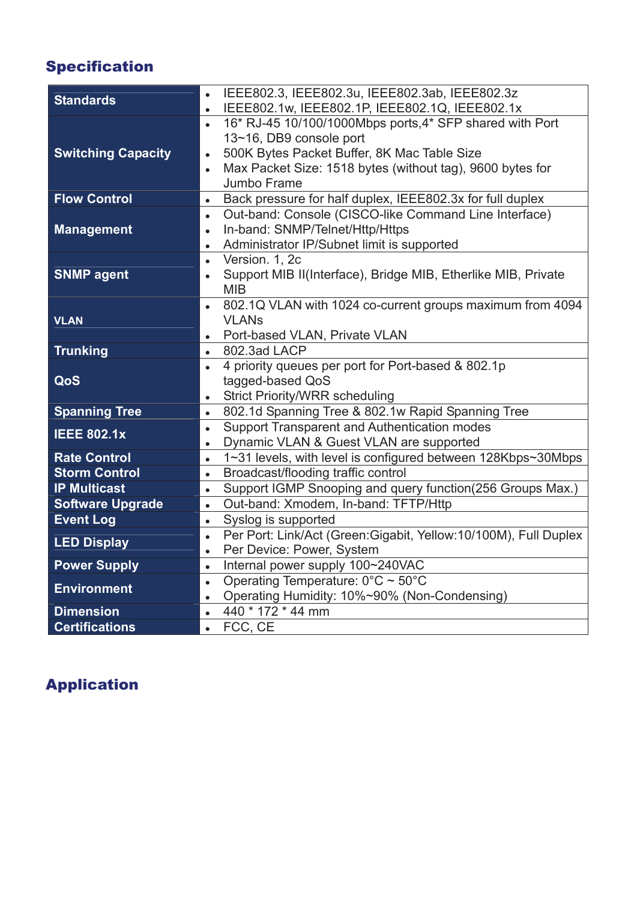## Specification

| | |
|---|---|
| **Standards** | • IEEE802.3, IEEE802.3u, IEEE802.3ab, IEEE802.3z<br>• IEEE802.1w, IEEE802.1P, IEEE802.1Q, IEEE802.1x |
| **Switching Capacity** | • 16* RJ-45 10/100/1000Mbps ports,4* SFP shared with Port 13~16, DB9 console port<br>• 500K Bytes Packet Buffer, 8K Mac Table Size<br>• Max Packet Size: 1518 bytes (without tag), 9600 bytes for Jumbo Frame |
| **Flow Control** | • Back pressure for half duplex, IEEE802.3x for full duplex |
| **Management** | • Out-band: Console (CISCO-like Command Line Interface)<br>• In-band: SNMP/Telnet/Http/Https<br>• Administrator IP/Subnet limit is supported |
| **SNMP agent** | • Version. 1, 2c<br>• Support MIB II(Interface), Bridge MIB, Etherlike MIB, Private MIB |
| **VLAN** | • 802.1Q VLAN with 1024 co-current groups maximum from 4094 VLANs<br>• Port-based VLAN, Private VLAN |
| **Trunking** | • 802.3ad LACP |
| **QoS** | • 4 priority queues per port for Port-based & 802.1p tagged-based QoS<br>• Strict Priority/WRR scheduling |
| **Spanning Tree** | • 802.1d Spanning Tree & 802.1w Rapid Spanning Tree |
| **IEEE 802.1x** | • Support Transparent and Authentication modes<br>• Dynamic VLAN & Guest VLAN are supported |
| **Rate Control** | • 1~31 levels, with level is configured between 128Kbps~30Mbps |
| **Storm Control** | • Broadcast/flooding traffic control |
| **IP Multicast** | • Support IGMP Snooping and query function(256 Groups Max.) |
| **Software Upgrade** | • Out-band: Xmodem, In-band: TFTP/Http |
| **Event Log** | • Syslog is supported |
| **LED Display** | • Per Port: Link/Act (Green:Gigabit, Yellow:10/100M), Full Duplex<br>• Per Device: Power, System |
| **Power Supply** | • Internal power supply 100~240VAC |
| **Environment** | • Operating Temperature: 0°C ~ 50°C<br>• Operating Humidity: 10%~90% (Non-Condensing) |
| **Dimension** | • 440 * 172 * 44 mm |
| **Certifications** | • FCC, CE |

## Application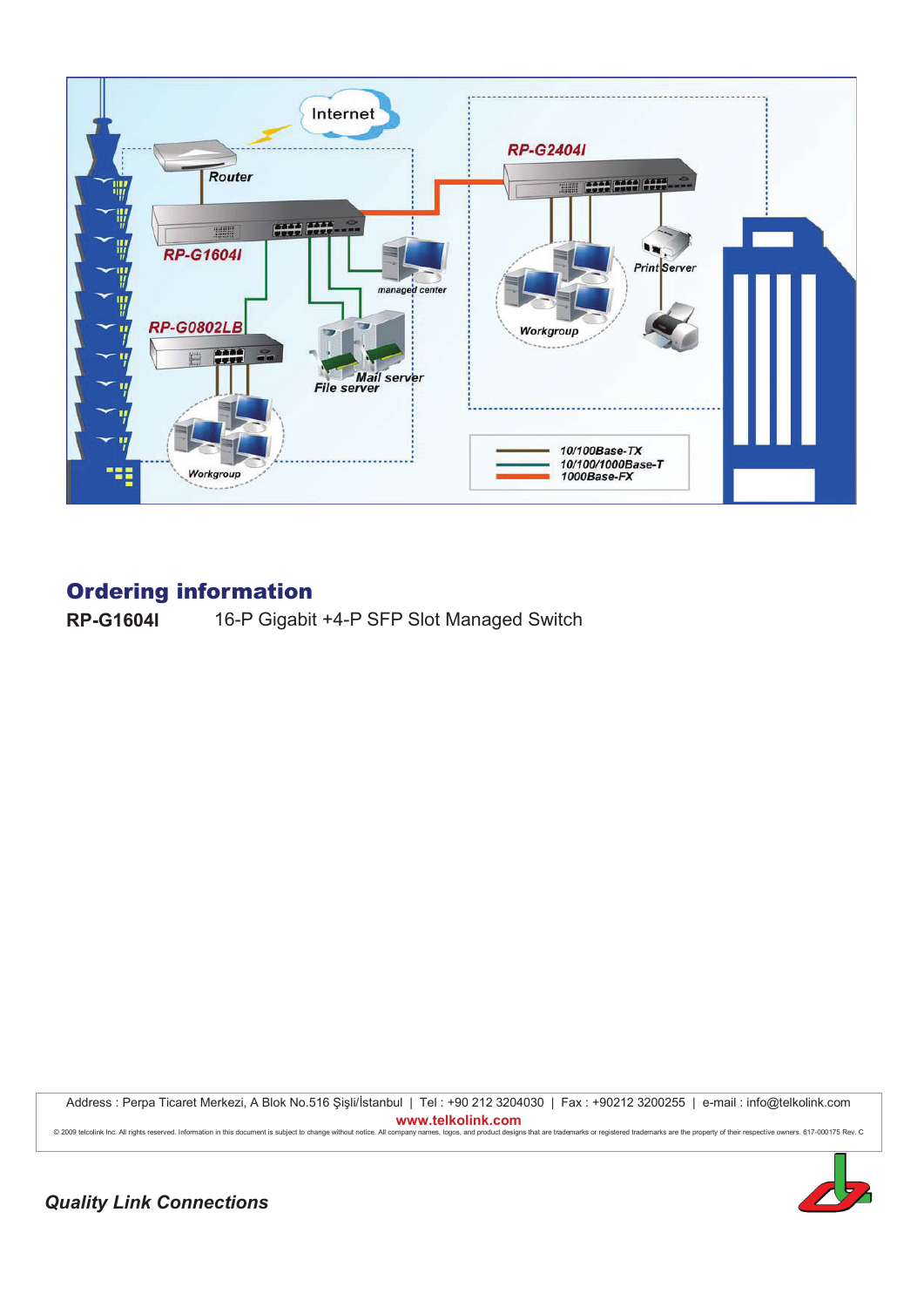Internet

Router

RP-G1604I

RP-G2404I

RP-G0802LB

managed center

Mail server

File server

Print Server

Workgroup

Workgroup

10/100Base-TX
10/100/1000Base-T
1000Base-FX

## Ordering information

**RP-G1604I** 16-P Gigabit +4-P SFP Slot Managed Switch

Address : Perpa Ticaret Merkezi, A Blok No.516 Şişli/İstanbul | Tel : +90 212 3204030 | Fax : +90212 3200255 | e-mail : info@telkolink.com

**www.telkolink.com**

© 2009 telcolink Inc. All rights reserved. Information in this document is subject to change without notice. All company names, logos, and product designs that are trademarks or registered trademarks are the property of their respective owners. 617-000175 Rev. C

*Quality Link Connections*